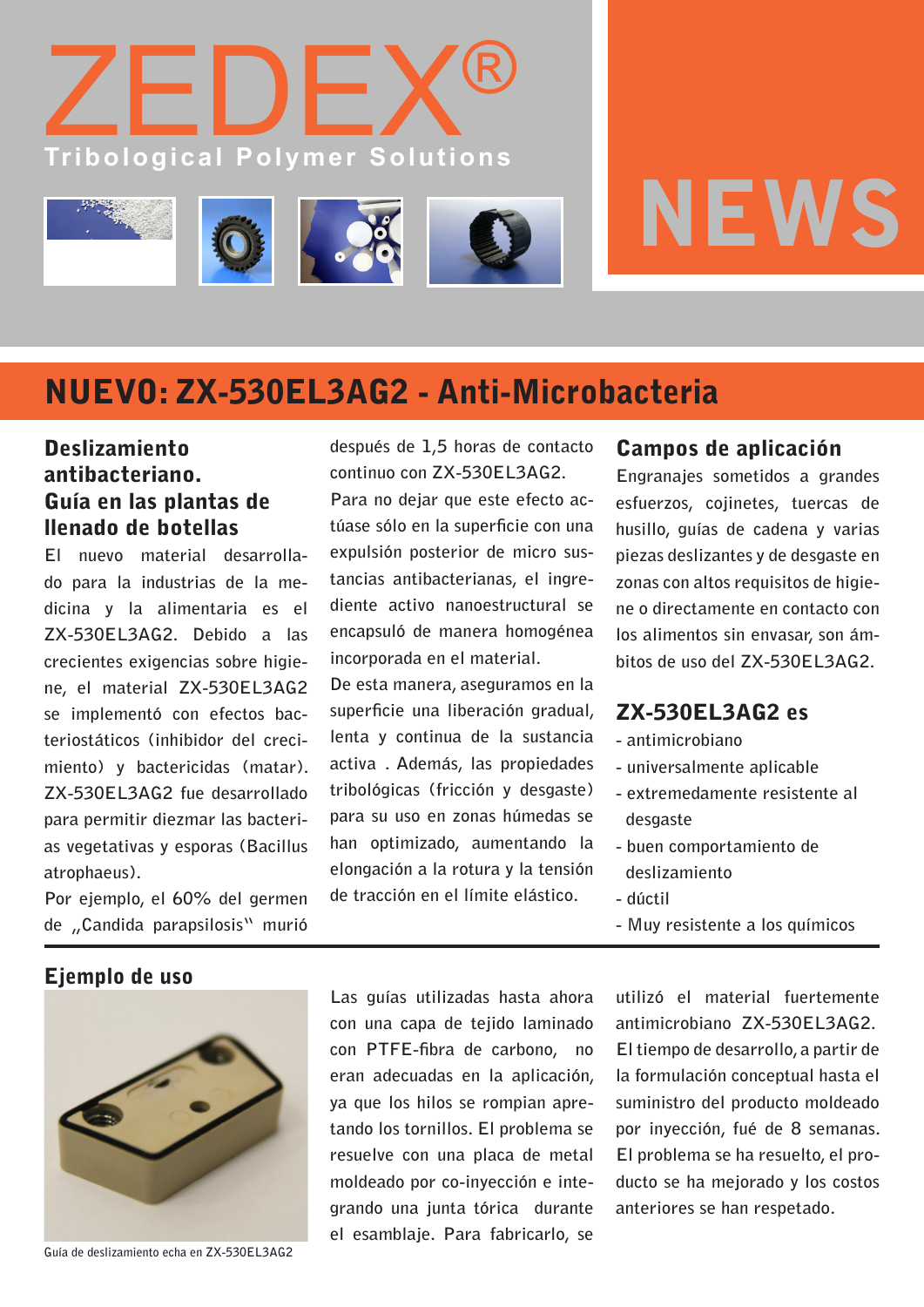# ZEDEX®

Tribological Polymer Solutions

NEWS

## NUEVO: ZX-530EL3AG2 - Anti-Microbacteria

### Deslizamiento antibacteriano. Guía en las plantas de llenado de botellas

El nuevo material desarrollado para la industrias de la medicina y la alimentaria es el ZX-530EL3AG2. Debido a las crecientes exigencias sobre higiene, el material ZX-530EL3AG2 se implementó con efectos bacteriostáticos (inhibidor del crecimiento) y bactericidas (matar). ZX-530EL3AG2 fue desarrollado para permitir diezmar las bacterias vegetativas y esporas (Bacillus atrophaeus).

Por ejemplo, el 60% del germen de „Candida parapsilosis" murió después de 1,5 horas de contacto continuo con ZX-530EL3AG2.

Para no dejar que este efecto actúase sólo en la superficie con una expulsión posterior de micro sustancias antibacterianas, el ingrediente activo nanoestructural se encapsuló de manera homogénea incorporada en el material.

De esta manera, aseguramos en la superficie una liberación gradual, lenta y continua de la sustancia activa . Además, las propiedades tribológicas (fricción y desgaste) para su uso en zonas húmedas se han optimizado, aumentando la elongación a la rotura y la tensión de tracción en el límite elástico.

### Campos de aplicación

Engranajes sometidos a grandes esfuerzos, cojinetes, tuercas de husillo, guías de cadena y varias piezas deslizantes y de desgaste en zonas con altos requisitos de higiene o directamente en contacto con los alimentos sin envasar, son ámbitos de uso del ZX-530EL3AG2.

### ZX-530EL3AG2 es

- antimicrobiano
- universalmente aplicable
- extremedamente resistente al desgaste
- buen comportamiento de deslizamiento
- dúctil
- Muy resistente a los químicos

### Ejemplo de uso

Guía de deslizamiento echa en ZX-530EL3AG2

Las guías utilizadas hasta ahora con una capa de tejido laminado con PTFE-fibra de carbono, no eran adecuadas en la aplicación, ya que los hilos se rompian apretando los tornillos. El problema se resuelve con una placa de metal moldeado por co-inyección e integrando una junta tórica durante el esamblaje. Para fabricarlo, se utilizó el material fuertemente antimicrobiano ZX-530EL3AG2. El tiempo de desarrollo, a partir de la formulación conceptual hasta el suministro del producto moldeado por inyección, fué de 8 semanas. El problema se ha resuelto, el producto se ha mejorado y los costos anteriores se han respetado.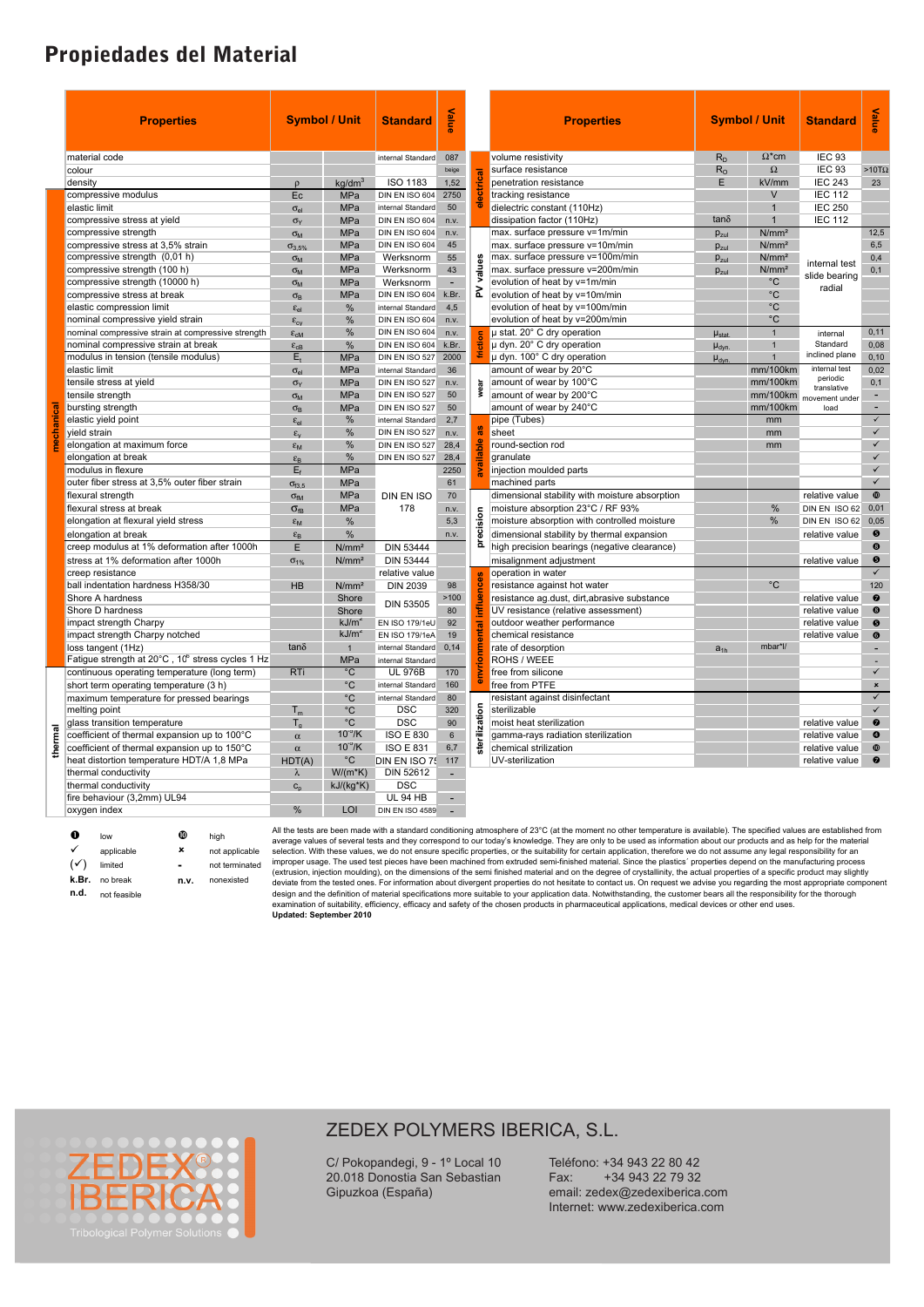# Propiedades del Material

| | Properties | Symbol / Unit | | Standard | Value |
|---|---|---|---|---|---|
| | material code | | | internal Standard | 087 |
| | colour | | | | beige |
| | density | $\rho$ | kg/dm³ | ISO 1183 | 1,52 |
| mechanical | compressive modulus | Ec | MPa | DIN EN ISO 604 | 2750 |
| | elastic limit | $\sigma_{el}$ | MPa | internal Standard | 50 |
| | compressive stress at yield | $\sigma_Y$ | MPa | DIN EN ISO 604 | n.v. |
| | compressive strength | $\sigma_M$ | MPa | DIN EN ISO 604 | n.v. |
| | compressive stress at 3,5% strain | $\sigma_{3,5\%}$ | MPa | DIN EN ISO 604 | 45 |
| | compressive strength (0,01 h) | $\sigma_M$ | MPa | Werksnorm | 55 |
| | compressive strength (100 h) | $\sigma_M$ | MPa | Werksnorm | 43 |
| | compressive strength (10000 h) | $\sigma_M$ | MPa | Werksnorm | - |
| | compressive stress at break | $\sigma_B$ | MPa | DIN EN ISO 604 | k.Br. |
| | elastic compression limit | $\varepsilon_{el}$ | % | internal Standard | 4,5 |
| | nominal compressive yield strain | $\varepsilon_{cy}$ | % | DIN EN ISO 604 | n.v. |
| | nominal compressive strain at compressive strength | $\varepsilon_{cM}$ | % | DIN EN ISO 604 | n.v. |
| | nominal compressive strain at break | $\varepsilon_{cB}$ | % | DIN EN ISO 604 | k.Br. |
| | modulus in tension (tensile modulus) | $E_t$ | MPa | DIN EN ISO 527 | 2000 |
| | elastic limit | $\sigma_{el}$ | MPa | internal Standard | 36 |
| | tensile stress at yield | $\sigma_Y$ | MPa | DIN EN ISO 527 | n.v. |
| | tensile strength | $\sigma_M$ | MPa | DIN EN ISO 527 | 50 |
| | bursting strength | $\sigma_B$ | MPa | DIN EN ISO 527 | 50 |
| | elastic yield point | $\varepsilon_{el}$ | % | internal Standard | 2,7 |
| | yield strain | $\varepsilon_y$ | % | DIN EN ISO 527 | n.v. |
| | elongation at maximum force | $\varepsilon_M$ | % | DIN EN ISO 527 | 28,4 |
| | elongation at break | $\varepsilon_B$ | % | DIN EN ISO 527 | 28,4 |
| | modulus in flexure | $E_f$ | MPa | DIN EN ISO 178 | 2250 |
| | outer fiber stress at 3,5% outer fiber strain | $\sigma_{f3,5}$ | MPa | DIN EN ISO 178 | 61 |
| | flexural strength | $\sigma_{fM}$ | MPa | DIN EN ISO 178 | 70 |
| | flexural stress at break | $\sigma_{fB}$ | MPa | DIN EN ISO 178 | n.v. |
| | elongation at flexural yield stress | $\varepsilon_M$ | % | DIN EN ISO 178 | 5,3 |
| | elongation at break | $\varepsilon_B$ | % | DIN EN ISO 178 | n.v. |
| | creep modulus at 1% deformation after 1000h | E | N/mm² | DIN 53444 | |
| | stress at 1% deformation after 1000h | $\sigma_{1\%}$ | N/mm² | DIN 53444 | |
| | creep resistance | | | relative value | |
| | ball indentation hardness H358/30 | HB | N/mm² | DIN 2039 | 98 |
| | Shore A hardness | | Shore | DIN 53505 | >100 |
| | Shore D hardness | | Shore | DIN 53505 | 80 |
| | impact strength Charpy | | kJ/m² | EN ISO 179/1eU | 92 |
| | impact strength Charpy notched | | kJ/m² | EN ISO 179/1eA | 19 |
| | loss tangent (1Hz) | tanδ | 1 | internal Standard | 0,14 |
| | Fatigue strength at 20°C , $10^6$ stress cycles 1 Hz | | MPa | internal Standard | |
| thermal | continuous operating temperature (long term) | RTi | °C | UL 976B | 170 |
| | short term operating temperature (3 h) | | °C | internal Standard | 160 |
| | maximum temperature for pressed bearings | | °C | internal Standard | 80 |
| | melting point | $T_m$ | °C | DSC | 320 |
| | glass transition temperature | $T_g$ | °C | DSC | 90 |
| | coefficient of thermal expansion up to 100°C | $\alpha$ | $10^{-5}$/K | ISO E 830 | 6 |
| | coefficient of thermal expansion up to 150°C | $\alpha$ | $10^{-5}$/K | ISO E 831 | 6,7 |
| | heat distortion temperature HDT/A 1,8 MPa | HDT(A) | °C | DIN EN ISO 75 | 117 |
| | thermal conductivity | $\lambda$ | W/(m*K) | DIN 52612 | - |
| | thermal conductivity | $c_p$ | kJ/(kg*K) | DSC | |
| | fire behaviour (3,2mm) UL94 | | | UL 94 HB | - |
| | oxygen index | % | LOI | DIN EN ISO 4589 | - |

| | Properties | Symbol / Unit | | Standard | Value |
|---|---|---|---|---|---|
| electrical | volume resistivity | $R_D$ | Ω*cm | IEC 93 | |
| | surface resistance | $R_O$ | Ω | IEC 93 | >10TΩ |
| | penetration resistance | E | kV/mm | IEC 243 | 23 |
| | tracking resistance | | V | IEC 112 | |
| | dielectric constant (110Hz) | | 1 | IEC 250 | |
| | dissipation factor (110Hz) | tanδ | 1 | IEC 112 | |
| PV values | max. surface pressure v=1m/min | $p_{zul}$ | N/mm² | internal test slide bearing radial | 12,5 |
| | max. surface pressure v=10m/min | $p_{zul}$ | N/mm² | | 6,5 |
| | max. surface pressure v=100m/min | $p_{zul}$ | N/mm² | | 0,4 |
| | max. surface pressure v=200m/min | $p_{zul}$ | N/mm² | | 0,1 |
| | evolution of heat by v=1m/min | | °C | | |
| | evolution of heat by v=10m/min | | °C | | |
| | evolution of heat by v=100m/min | | °C | | |
| | evolution of heat by v=200m/min | | °C | | |
| friction | μ stat. 20° C dry operation | $\mu_{stat.}$ | 1 | internal Standard inclined plane | 0,11 |
| | μ dyn. 20° C dry operation | $\mu_{dyn.}$ | 1 | | 0,08 |
| | μ dyn. 100° C dry operation | $\mu_{dyn.}$ | 1 | | 0,10 |
| wear | amount of wear by 20°C | | mm/100km | internal test periodic translative movement under load | 0,02 |
| | amount of wear by 100°C | | mm/100km | | 0,1 |
| | amount of wear by 200°C | | mm/100km | | - |
| | amount of wear by 240°C | | mm/100km | | - |
| available as | pipe (Tubes) | | mm | | ✓ |
| | sheet | | mm | | ✓ |
| | round-section rod | | mm | | ✓ |
| | granulate | | | | ✓ |
| | injection moulded parts | | | | ✓ |
| | machined parts | | | | ✓ |
| precision | dimensional stability with moisture absorption | | | relative value | ❿ |
| | moisture absorption 23°C / RF 93% | | % | DIN EN ISO 62 | 0,01 |
| | moisture absorption with controlled moisture | | % | DIN EN ISO 62 | 0,05 |
| | dimensional stability by thermal expansion | | | relative value | ❺ |
| | high precision bearings (negative clearance) | | | | ❽ |
| | misalignment adjustment | | | relative value | ❺ |
| environmental influences | operation in water | | | | ✓ |
| | resistance against hot water | | °C | | 120 |
| | resistance ag.dust, dirt,abrasive substance | | | relative value | ❼ |
| | UV resistance (relative assessment) | | | relative value | ❽ |
| | outdoor weather performance | | | relative value | ❺ |
| | chemical resistance | | | relative value | ❻ |
| | rate of desorption | $a_{th}$ | mbar*l/ | | - |
| | ROHS / WEEE | | | | - |
| | free from silicone | | | | ✓ |
| | free from PTFE | | | | × |
| sterilization | resistant against disinfectant | | | | ✓ |
| | sterilizable | | | | ✓ |
| | moist heat sterilization | | | relative value | ❼ |
| | gamma-rays radiation sterilization | | | relative value | ❹ |
| | chemical strilization | | | relative value | ❿ |
| | UV-sterilization | | | relative value | ❼ |

| | | | |
|---|---|---|---|
| ❶ | low | ❿ | high |
| ✓ | applicable | × | not applicable |
| (✓) | limited | - | not terminated |
| k.Br. | no break | n.v. | nonexisted |
| n.d. | not feasible | | |

All the tests are been made with a standard conditioning atmosphere of 23°C (at the moment no other temperature is available). The specified values are established from average values of several tests and they correspond to our today's knowledge. They are only to be used as information about our products and as help for the material selection. With these values, we do not ensure specific properties, or the suitability for certain application, therefore we do not assume any legal responsibility for an improper usage. The used test pieces have been machined from extruded semi-finished material. Since the plastics´ properties depend on the manufacturing process (extrusion, injection moulding), on the dimensions of the semi finished material and on the degree of crystallinity, the actual properties of a specific product may slightly deviate from the tested ones. For information about divergent properties do not hesitate to contact us. On request we advise you regarding the most appropriate component design and the definition of material specifications more suitable to your application data. Notwithstanding, the customer bears all the responsibility for the thorough examination of suitability, efficiency, efficacy and safety of the chosen products in pharmaceutical applications, medical devices or other end uses.
**Updated: September 2010**

ZEDEX IBERICA®
Tribological Polymer Solutions

## ZEDEX POLYMERS IBERICA, S.L.

C/ Pokopandegi, 9 - 1º Local 10
20.018 Donostia San Sebastian
Gipuzkoa (España)

Teléfono: +34 943 22 80 42
Fax: +34 943 22 79 32
email: zedex@zedexiberica.com
Internet: www.zedexiberica.com